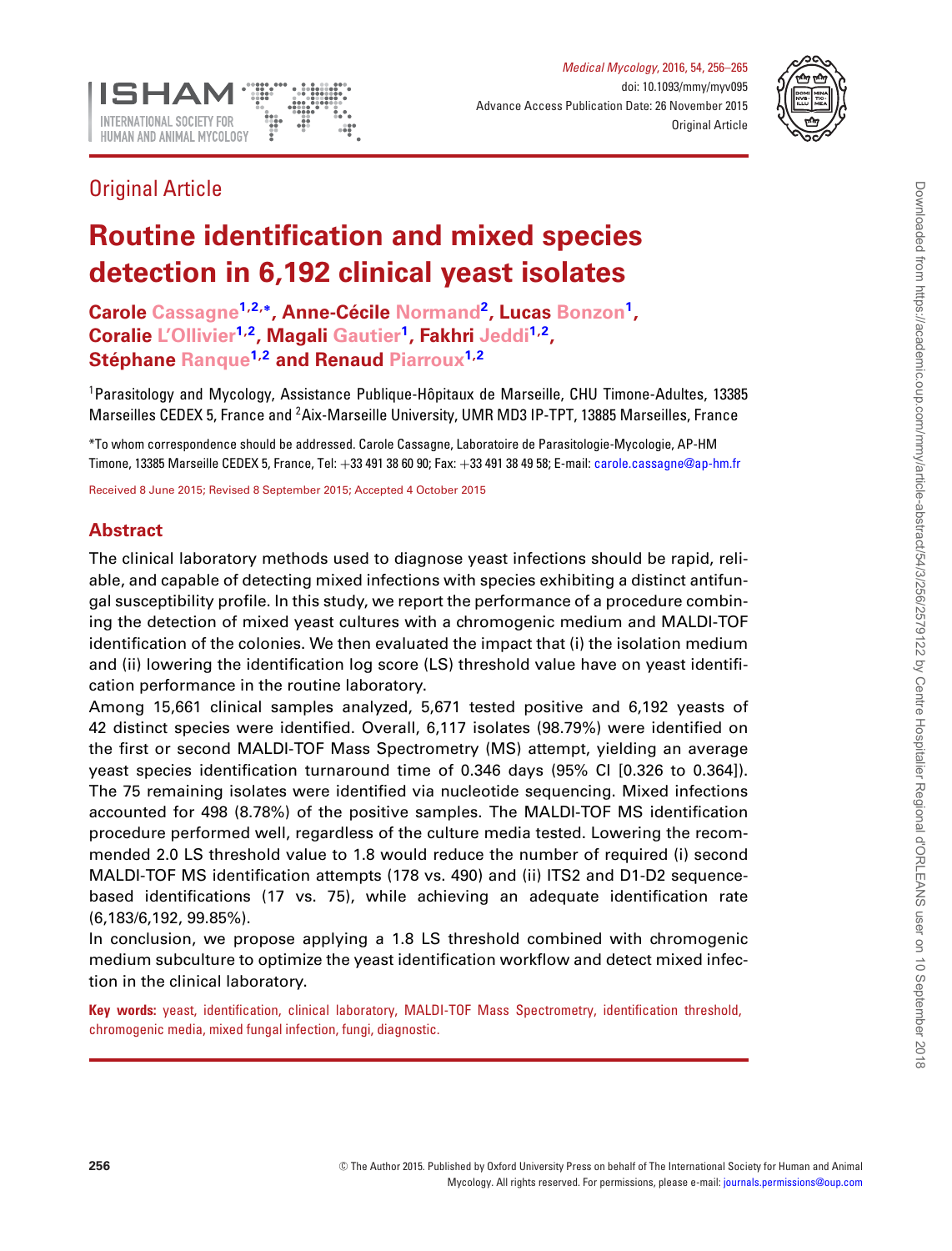Original Article

# Routine identification and mixed species detection in 6,192 clinical yeast isolates

**Carole Cassagne[1,2,*], Anne-Cécile Normand[2], Lucas Bonzon[1], Coralie L'Ollivier[1,2], Magali Gautier[1], Fakhri Jeddi[1,2], Stéphane Ranque[1,2] and Renaud Piarroux[1,2]**

[1]Parasitology and Mycology, Assistance Publique-Hôpitaux de Marseille, CHU Timone-Adultes, 13385 Marseilles CEDEX 5, France and [2]Aix-Marseille University, UMR MD3 IP-TPT, 13885 Marseilles, France

*To whom correspondence should be addressed. Carole Cassagne, Laboratoire de Parasitologie-Mycologie, AP-HM Timone, 13385 Marseille CEDEX 5, France, Tel: +33 491 38 60 90; Fax: +33 491 38 49 58; E-mail: carole.cassagne@ap-hm.fr

Received 8 June 2015; Revised 8 September 2015; Accepted 4 October 2015

## Abstract

The clinical laboratory methods used to diagnose yeast infections should be rapid, reliable, and capable of detecting mixed infections with species exhibiting a distinct antifungal susceptibility profile. In this study, we report the performance of a procedure combining the detection of mixed yeast cultures with a chromogenic medium and MALDI-TOF identification of the colonies. We then evaluated the impact that (i) the isolation medium and (ii) lowering the identification log score (LS) threshold value have on yeast identification performance in the routine laboratory.

Among 15,661 clinical samples analyzed, 5,671 tested positive and 6,192 yeasts of 42 distinct species were identified. Overall, 6,117 isolates (98.79%) were identified on the first or second MALDI-TOF Mass Spectrometry (MS) attempt, yielding an average yeast species identification turnaround time of 0.346 days (95% CI [0.326 to 0.364]). The 75 remaining isolates were identified via nucleotide sequencing. Mixed infections accounted for 498 (8.78%) of the positive samples. The MALDI-TOF MS identification procedure performed well, regardless of the culture media tested. Lowering the recommended 2.0 LS threshold value to 1.8 would reduce the number of required (i) second MALDI-TOF MS identification attempts (178 vs. 490) and (ii) ITS2 and D1-D2 sequence-based identifications (17 vs. 75), while achieving an adequate identification rate (6,183/6,192, 99.85%).

In conclusion, we propose applying a 1.8 LS threshold combined with chromogenic medium subculture to optimize the yeast identification workflow and detect mixed infection in the clinical laboratory.

**Key words:** yeast, identification, clinical laboratory, MALDI-TOF Mass Spectrometry, identification threshold, chromogenic media, mixed fungal infection, fungi, diagnostic.

© The Author 2015. Published by Oxford University Press on behalf of The International Society for Human and Animal Mycology. All rights reserved. For permissions, please e-mail: journals.permissions@oup.com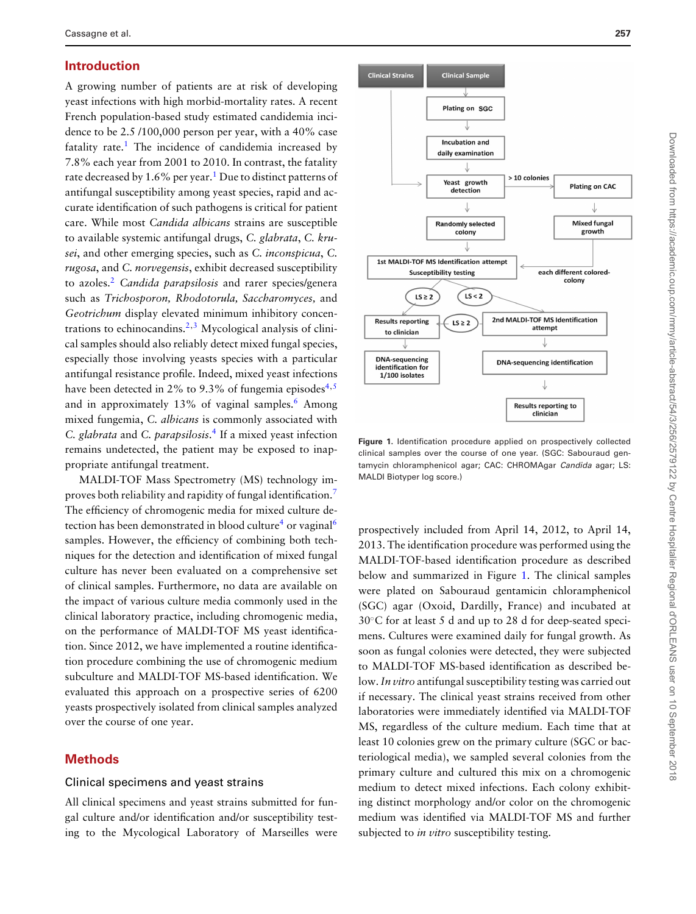## Introduction

A growing number of patients are at risk of developing yeast infections with high morbid-mortality rates. A recent French population-based study estimated candidemia incidence to be 2.5 /100,000 person per year, with a 40% case fatality rate.[1] The incidence of candidemia increased by 7.8% each year from 2001 to 2010. In contrast, the fatality rate decreased by 1.6% per year.[1] Due to distinct patterns of antifungal susceptibility among yeast species, rapid and accurate identification of such pathogens is critical for patient care. While most *Candida albicans* strains are susceptible to available systemic antifungal drugs, *C. glabrata*, *C. krusei*, and other emerging species, such as *C. inconspicua*, *C. rugosa*, and *C. norvegensis*, exhibit decreased susceptibility to azoles.[2] *Candida parapsilosis* and rarer species/genera such as *Trichosporon, Rhodotorula, Saccharomyces,* and *Geotrichum* display elevated minimum inhibitory concentrations to echinocandins.[2,3] Mycological analysis of clinical samples should also reliably detect mixed fungal species, especially those involving yeasts species with a particular antifungal resistance profile. Indeed, mixed yeast infections have been detected in 2% to 9.3% of fungemia episodes[4,5] and in approximately 13% of vaginal samples.[6] Among mixed fungemia, *C. albicans* is commonly associated with *C. glabrata* and *C. parapsilosis*.[4] If a mixed yeast infection remains undetected, the patient may be exposed to inappropriate antifungal treatment.

MALDI-TOF Mass Spectrometry (MS) technology improves both reliability and rapidity of fungal identification.[7] The efficiency of chromogenic media for mixed culture detection has been demonstrated in blood culture[4] or vaginal[6] samples. However, the efficiency of combining both techniques for the detection and identification of mixed fungal culture has never been evaluated on a comprehensive set of clinical samples. Furthermore, no data are available on the impact of various culture media commonly used in the clinical laboratory practice, including chromogenic media, on the performance of MALDI-TOF MS yeast identification. Since 2012, we have implemented a routine identification procedure combining the use of chromogenic medium subculture and MALDI-TOF MS-based identification. We evaluated this approach on a prospective series of 6200 yeasts prospectively isolated from clinical samples analyzed over the course of one year.

## Methods

### Clinical specimens and yeast strains

All clinical specimens and yeast strains submitted for fungal culture and/or identification and/or susceptibility testing to the Mycological Laboratory of Marseilles were prospectively included from April 14, 2012, to April 14, 2013. The identification procedure was performed using the MALDI-TOF-based identification procedure as described below and summarized in Figure 1. The clinical samples were plated on Sabouraud gentamicin chloramphenicol (SGC) agar (Oxoid, Dardilly, France) and incubated at 30°C for at least 5 d and up to 28 d for deep-seated specimens. Cultures were examined daily for fungal growth. As soon as fungal colonies were detected, they were subjected to MALDI-TOF MS-based identification as described below. *In vitro* antifungal susceptibility testing was carried out if necessary. The clinical yeast strains received from other laboratories were immediately identified via MALDI-TOF MS, regardless of the culture medium. Each time that at least 10 colonies grew on the primary culture (SGC or bacteriological media), we sampled several colonies from the primary culture and cultured this mix on a chromogenic medium to detect mixed infections. Each colony exhibiting distinct morphology and/or color on the chromogenic medium was identified via MALDI-TOF MS and further subjected to *in vitro* susceptibility testing.

**Figure 1.** Identification procedure applied on prospectively collected clinical samples over the course of one year. (SGC: Sabouraud gentamycin chloramphenicol agar; CAC: CHROMAgar *Candida* agar; LS: MALDI Biotyper log score.)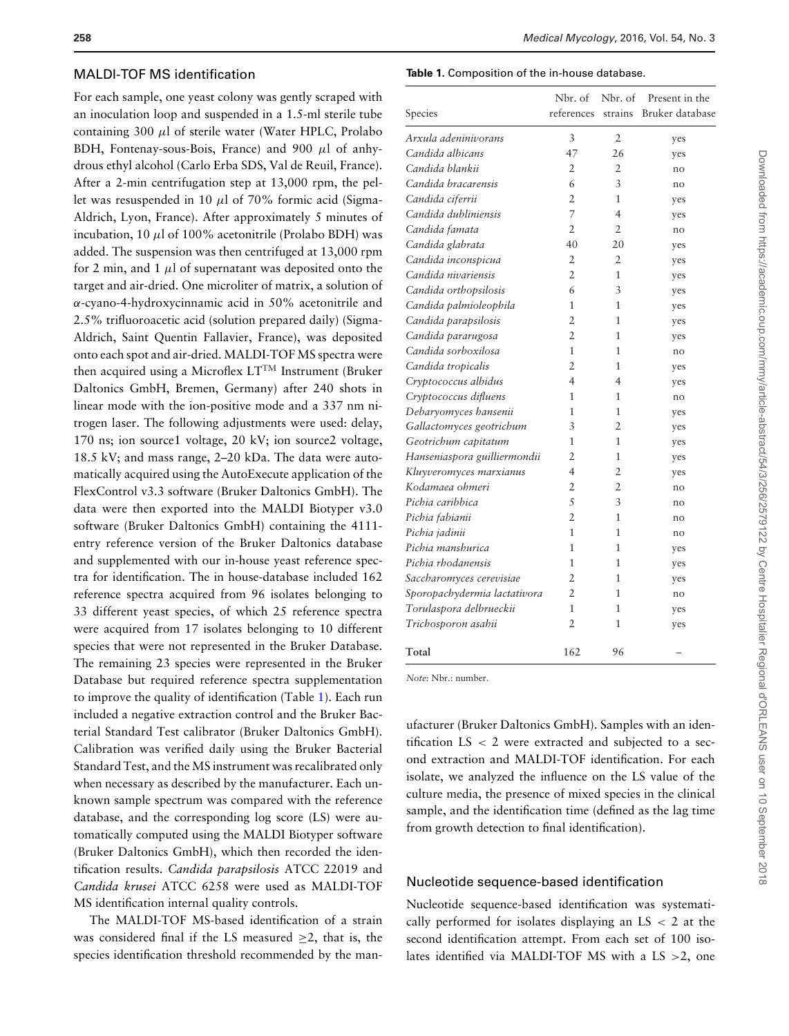## MALDI-TOF MS identification

For each sample, one yeast colony was gently scraped with an inoculation loop and suspended in a 1.5-ml sterile tube containing 300 $\mu$l of sterile water (Water HPLC, Prolabo BDH, Fontenay-sous-Bois, France) and 900 $\mu$l of anhydrous ethyl alcohol (Carlo Erba SDS, Val de Reuil, France). After a 2-min centrifugation step at 13,000 rpm, the pellet was resuspended in 10 $\mu$l of 70% formic acid (Sigma-Aldrich, Lyon, France). After approximately 5 minutes of incubation, 10 $\mu$l of 100% acetonitrile (Prolabo BDH) was added. The suspension was then centrifuged at 13,000 rpm for 2 min, and 1 $\mu$l of supernatant was deposited onto the target and air-dried. One microliter of matrix, a solution of $\alpha$-cyano-4-hydroxycinnamic acid in 50% acetonitrile and 2.5% trifluoroacetic acid (solution prepared daily) (Sigma-Aldrich, Saint Quentin Fallavier, France), was deposited onto each spot and air-dried. MALDI-TOF MS spectra were then acquired using a Microflex LT™ Instrument (Bruker Daltonics GmbH, Bremen, Germany) after 240 shots in linear mode with the ion-positive mode and a 337 nm nitrogen laser. The following adjustments were used: delay, 170 ns; ion source1 voltage, 20 kV; ion source2 voltage, 18.5 kV; and mass range, 2–20 kDa. The data were automatically acquired using the AutoExecute application of the FlexControl v3.3 software (Bruker Daltonics GmbH). The data were then exported into the MALDI Biotyper v3.0 software (Bruker Daltonics GmbH) containing the 4111-entry reference version of the Bruker Daltonics database and supplemented with our in-house yeast reference spectra for identification. The in house-database included 162 reference spectra acquired from 96 isolates belonging to 33 different yeast species, of which 25 reference spectra were acquired from 17 isolates belonging to 10 different species that were not represented in the Bruker Database. The remaining 23 species were represented in the Bruker Database but required reference spectra supplementation to improve the quality of identification (Table 1). Each run included a negative extraction control and the Bruker Bacterial Standard Test calibrator (Bruker Daltonics GmbH). Calibration was verified daily using the Bruker Bacterial Standard Test, and the MS instrument was recalibrated only when necessary as described by the manufacturer. Each unknown sample spectrum was compared with the reference database, and the corresponding log score (LS) were automatically computed using the MALDI Biotyper software (Bruker Daltonics GmbH), which then recorded the identification results. *Candida parapsilosis* ATCC 22019 and *Candida krusei* ATCC 6258 were used as MALDI-TOF MS identification internal quality controls.

The MALDI-TOF MS-based identification of a strain was considered final if the LS measured $\geq$2, that is, the species identification threshold recommended by the manufacturer (Bruker Daltonics GmbH). Samples with an identification LS < 2 were extracted and subjected to a second extraction and MALDI-TOF identification. For each isolate, we analyzed the influence on the LS value of the culture media, the presence of mixed species in the clinical sample, and the identification time (defined as the lag time from growth detection to final identification).

**Table 1.** Composition of the in-house database.

| Species | Nbr. of references | Nbr. of strains | Present in the Bruker database |
|---|---|---|---|
| *Arxula adeninivorans* | 3 | 2 | yes |
| *Candida albicans* | 47 | 26 | yes |
| *Candida blankii* | 2 | 2 | no |
| *Candida bracarensis* | 6 | 3 | no |
| *Candida ciferrii* | 2 | 1 | yes |
| *Candida dubliniensis* | 7 | 4 | yes |
| *Candida famata* | 2 | 2 | no |
| *Candida glabrata* | 40 | 20 | yes |
| *Candida inconspicua* | 2 | 2 | yes |
| *Candida nivariensis* | 2 | 1 | yes |
| *Candida orthopsilosis* | 6 | 3 | yes |
| *Candida palmioleophila* | 1 | 1 | yes |
| *Candida parapsilosis* | 2 | 1 | yes |
| *Candida pararugosa* | 2 | 1 | yes |
| *Candida sorboxilosa* | 1 | 1 | no |
| *Candida tropicalis* | 2 | 1 | yes |
| *Cryptococcus albidus* | 4 | 4 | yes |
| *Cryptococcus difluens* | 1 | 1 | no |
| *Debaryomyces hansenii* | 1 | 1 | yes |
| *Gallactomyces geotrichum* | 3 | 2 | yes |
| *Geotrichum capitatum* | 1 | 1 | yes |
| *Hanseniaspora guilliermondii* | 2 | 1 | yes |
| *Kluyveromyces marxianus* | 4 | 2 | yes |
| *Kodamaea ohmeri* | 2 | 2 | no |
| *Pichia caribbica* | 5 | 3 | no |
| *Pichia fabianii* | 2 | 1 | no |
| *Pichia jadinii* | 1 | 1 | no |
| *Pichia manshurica* | 1 | 1 | yes |
| *Pichia rhodanensis* | 1 | 1 | yes |
| *Saccharomyces cerevisiae* | 2 | 1 | yes |
| *Sporopachydermia lactativora* | 2 | 1 | no |
| *Torulaspora delbrueckii* | 1 | 1 | yes |
| *Trichosporon asahii* | 2 | 1 | yes |
| Total | 162 | 96 | – |

*Note:* Nbr.: number.

## Nucleotide sequence-based identification

Nucleotide sequence-based identification was systematically performed for isolates displaying an LS < 2 at the second identification attempt. From each set of 100 isolates identified via MALDI-TOF MS with a LS >2, one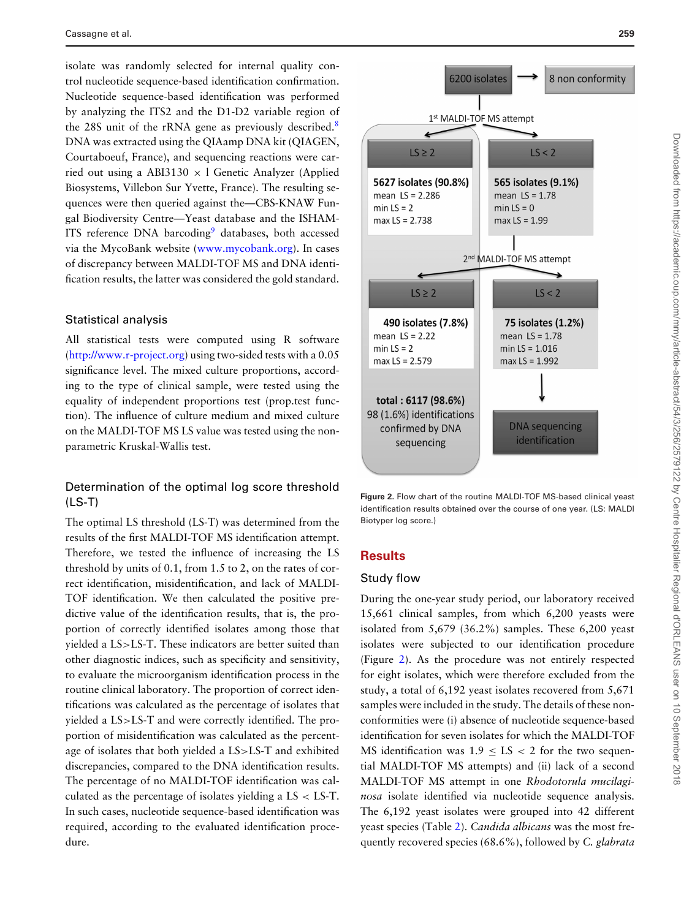isolate was randomly selected for internal quality control nucleotide sequence-based identification confirmation. Nucleotide sequence-based identification was performed by analyzing the ITS2 and the D1-D2 variable region of the 28S unit of the rRNA gene as previously described.[8] DNA was extracted using the QIAamp DNA kit (QIAGEN, Courtaboeuf, France), and sequencing reactions were carried out using a ABI3130 × l Genetic Analyzer (Applied Biosystems, Villebon Sur Yvette, France). The resulting sequences were then queried against the—CBS-KNAW Fungal Biodiversity Centre—Yeast database and the ISHAM-ITS reference DNA barcoding[9] databases, both accessed via the MycoBank website (www.mycobank.org). In cases of discrepancy between MALDI-TOF MS and DNA identification results, the latter was considered the gold standard.

## Statistical analysis

All statistical tests were computed using R software (http://www.r-project.org) using two-sided tests with a 0.05 significance level. The mixed culture proportions, according to the type of clinical sample, were tested using the equality of independent proportions test (prop.test function). The influence of culture medium and mixed culture on the MALDI-TOF MS LS value was tested using the nonparametric Kruskal-Wallis test.

## Determination of the optimal log score threshold (LS-T)

The optimal LS threshold (LS-T) was determined from the results of the first MALDI-TOF MS identification attempt. Therefore, we tested the influence of increasing the LS threshold by units of 0.1, from 1.5 to 2, on the rates of correct identification, misidentification, and lack of MALDI-TOF identification. We then calculated the positive predictive value of the identification results, that is, the proportion of correctly identified isolates among those that yielded a LS>LS-T. These indicators are better suited than other diagnostic indices, such as specificity and sensitivity, to evaluate the microorganism identification process in the routine clinical laboratory. The proportion of correct identifications was calculated as the percentage of isolates that yielded a LS>LS-T and were correctly identified. The proportion of misidentification was calculated as the percentage of isolates that both yielded a LS>LS-T and exhibited discrepancies, compared to the DNA identification results. The percentage of no MALDI-TOF identification was calculated as the percentage of isolates yielding a LS < LS-T. In such cases, nucleotide sequence-based identification was required, according to the evaluated identification procedure.

6200 isolates → 8 non conformity

1[st] MALDI-TOF MS attempt

| LS ≥ 2 | LS < 2 |
|---|---|
| **5627 isolates (90.8%)** mean LS = 2.286; min LS = 2; max LS = 2.738 | **565 isolates (9.1%)** mean LS = 1.78; min LS = 0; max LS = 1.99 |

2[nd] MALDI-TOF MS attempt

| LS ≥ 2 | LS < 2 |
|---|---|
| **490 isolates (7.8%)** mean LS = 2.22; min LS = 2; max LS = 2.579 | **75 isolates (1.2%)** mean LS = 1.78; min LS = 1.016; max LS = 1.992 |
| **total : 6117 (98.6%)** 98 (1.6%) identifications confirmed by DNA sequencing | DNA sequencing identification |

Figure 2. Flow chart of the routine MALDI-TOF MS-based clinical yeast identification results obtained over the course of one year. (LS: MALDI Biotyper log score.)

# Results

## Study flow

During the one-year study period, our laboratory received 15,661 clinical samples, from which 6,200 yeasts were isolated from 5,679 (36.2%) samples. These 6,200 yeast isolates were subjected to our identification procedure (Figure 2). As the procedure was not entirely respected for eight isolates, which were therefore excluded from the study, a total of 6,192 yeast isolates recovered from 5,671 samples were included in the study. The details of these nonconformities were (i) absence of nucleotide sequence-based identification for seven isolates for which the MALDI-TOF MS identification was 1.9 ≤ LS < 2 for the two sequential MALDI-TOF MS attempts) and (ii) lack of a second MALDI-TOF MS attempt in one *Rhodotorula mucilaginosa* isolate identified via nucleotide sequence analysis. The 6,192 yeast isolates were grouped into 42 different yeast species (Table 2). *Candida albicans* was the most frequently recovered species (68.6%), followed by *C. glabrata*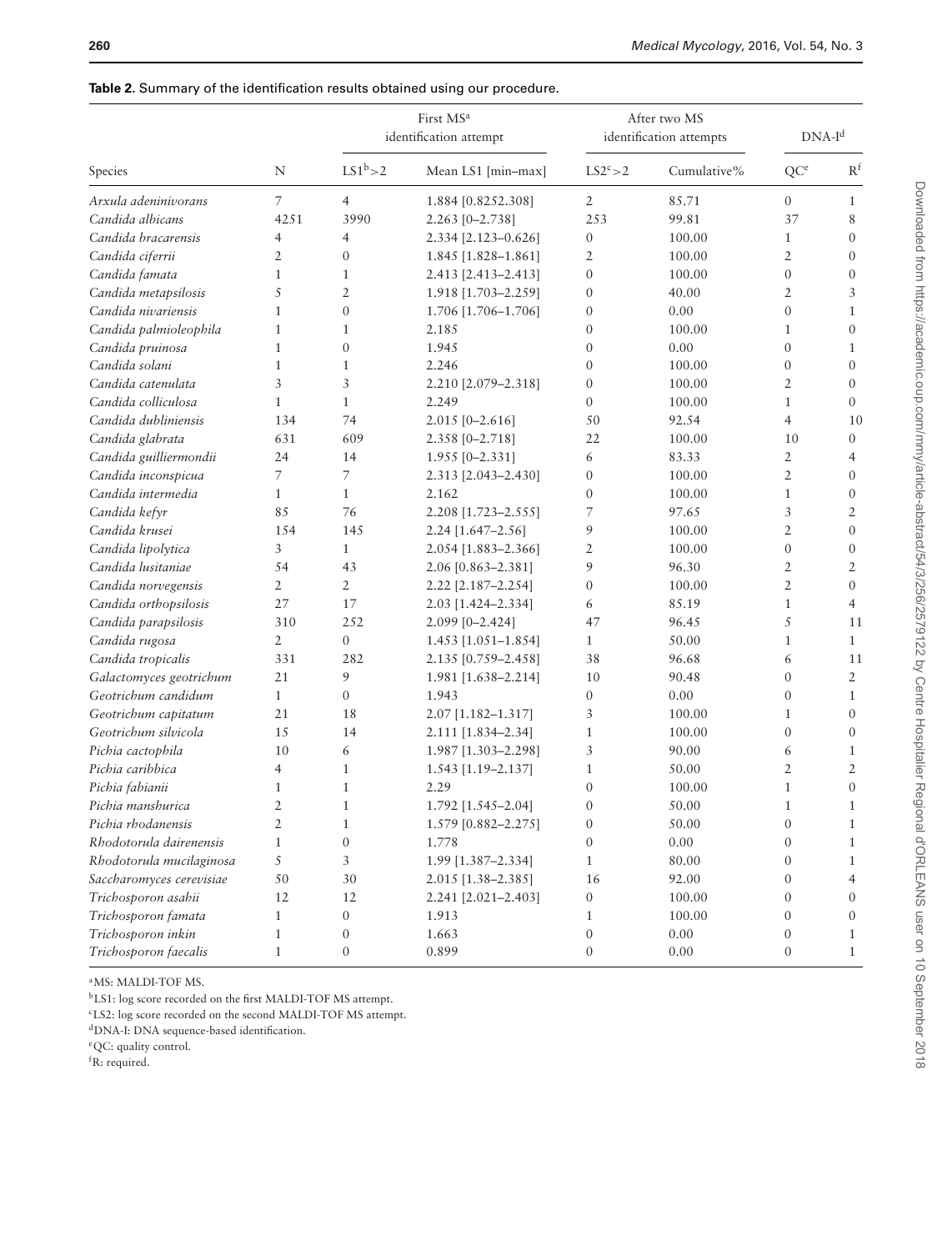**Table 2.** Summary of the identification results obtained using our procedure.

| Species | N | First MS[a] identification attempt | | After two MS identification attempts | | DNA-I[d] | |
|---|---|---|---|---|---|---|---|
| | | LS1[b]>2 | Mean LS1 [min–max] | LS2[c]>2 | Cumulative% | QC[e] | R[f] |
| *Arxula adeninivorans* | 7 | 4 | 1.884 [0.8252.308] | 2 | 85.71 | 0 | 1 |
| *Candida albicans* | 4251 | 3990 | 2.263 [0–2.738] | 253 | 99.81 | 37 | 8 |
| *Candida bracarensis* | 4 | 4 | 2.334 [2.123–0.626] | 0 | 100.00 | 1 | 0 |
| *Candida ciferrii* | 2 | 0 | 1.845 [1.828–1.861] | 2 | 100.00 | 2 | 0 |
| *Candida famata* | 1 | 1 | 2.413 [2.413–2.413] | 0 | 100.00 | 0 | 0 |
| *Candida metapsilosis* | 5 | 2 | 1.918 [1.703–2.259] | 0 | 40.00 | 2 | 3 |
| *Candida nivariensis* | 1 | 0 | 1.706 [1.706–1.706] | 0 | 0.00 | 0 | 1 |
| *Candida palmioleophila* | 1 | 1 | 2.185 | 0 | 100.00 | 1 | 0 |
| *Candida pruinosa* | 1 | 0 | 1.945 | 0 | 0.00 | 0 | 1 |
| *Candida solani* | 1 | 1 | 2.246 | 0 | 100.00 | 0 | 0 |
| *Candida catenulata* | 3 | 3 | 2.210 [2.079–2.318] | 0 | 100.00 | 2 | 0 |
| *Candida colliculosa* | 1 | 1 | 2.249 | 0 | 100.00 | 1 | 0 |
| *Candida dubliniensis* | 134 | 74 | 2.015 [0–2.616] | 50 | 92.54 | 4 | 10 |
| *Candida glabrata* | 631 | 609 | 2.358 [0–2.718] | 22 | 100.00 | 10 | 0 |
| *Candida guilliermondii* | 24 | 14 | 1.955 [0–2.331] | 6 | 83.33 | 2 | 4 |
| *Candida inconspicua* | 7 | 7 | 2.313 [2.043–2.430] | 0 | 100.00 | 2 | 0 |
| *Candida intermedia* | 1 | 1 | 2.162 | 0 | 100.00 | 1 | 0 |
| *Candida kefyr* | 85 | 76 | 2.208 [1.723–2.555] | 7 | 97.65 | 3 | 2 |
| *Candida krusei* | 154 | 145 | 2.24 [1.647–2.56] | 9 | 100.00 | 2 | 0 |
| *Candida lipolytica* | 3 | 1 | 2.054 [1.883–2.366] | 2 | 100.00 | 0 | 0 |
| *Candida lusitaniae* | 54 | 43 | 2.06 [0.863–2.381] | 9 | 96.30 | 2 | 2 |
| *Candida norvegensis* | 2 | 2 | 2.22 [2.187–2.254] | 0 | 100.00 | 2 | 0 |
| *Candida orthopsilosis* | 27 | 17 | 2.03 [1.424–2.334] | 6 | 85.19 | 1 | 4 |
| *Candida parapsilosis* | 310 | 252 | 2.099 [0–2.424] | 47 | 96.45 | 5 | 11 |
| *Candida rugosa* | 2 | 0 | 1.453 [1.051–1.854] | 1 | 50.00 | 1 | 1 |
| *Candida tropicalis* | 331 | 282 | 2.135 [0.759–2.458] | 38 | 96.68 | 6 | 11 |
| *Galactomyces geotrichum* | 21 | 9 | 1.981 [1.638–2.214] | 10 | 90.48 | 0 | 2 |
| *Geotrichum candidum* | 1 | 0 | 1.943 | 0 | 0.00 | 0 | 1 |
| *Geotrichum capitatum* | 21 | 18 | 2.07 [1.182–1.317] | 3 | 100.00 | 1 | 0 |
| *Geotrichum silvicola* | 15 | 14 | 2.111 [1.834–2.34] | 1 | 100.00 | 0 | 0 |
| *Pichia cactophila* | 10 | 6 | 1.987 [1.303–2.298] | 3 | 90.00 | 6 | 1 |
| *Pichia caribbica* | 4 | 1 | 1.543 [1.19–2.137] | 1 | 50.00 | 2 | 2 |
| *Pichia fabianii* | 1 | 1 | 2.29 | 0 | 100.00 | 1 | 0 |
| *Pichia manshurica* | 2 | 1 | 1.792 [1.545–2.04] | 0 | 50.00 | 1 | 1 |
| *Pichia rhodanensis* | 2 | 1 | 1.579 [0.882–2.275] | 0 | 50.00 | 0 | 1 |
| *Rhodotorula dairenensis* | 1 | 0 | 1.778 | 0 | 0.00 | 0 | 1 |
| *Rhodotorula mucilaginosa* | 5 | 3 | 1.99 [1.387–2.334] | 1 | 80.00 | 0 | 1 |
| *Saccharomyces cerevisiae* | 50 | 30 | 2.015 [1.38–2.385] | 16 | 92.00 | 0 | 4 |
| *Trichosporon asahii* | 12 | 12 | 2.241 [2.021–2.403] | 0 | 100.00 | 0 | 0 |
| *Trichosporon famata* | 1 | 0 | 1.913 | 1 | 100.00 | 0 | 0 |
| *Trichosporon inkin* | 1 | 0 | 1.663 | 0 | 0.00 | 0 | 1 |
| *Trichosporon faecalis* | 1 | 0 | 0.899 | 0 | 0.00 | 0 | 1 |

[a]MS: MALDI-TOF MS.
[b]LS1: log score recorded on the first MALDI-TOF MS attempt.
[c]LS2: log score recorded on the second MALDI-TOF MS attempt.
[d]DNA-I: DNA sequence-based identification.
[e]QC: quality control.
[f]R: required.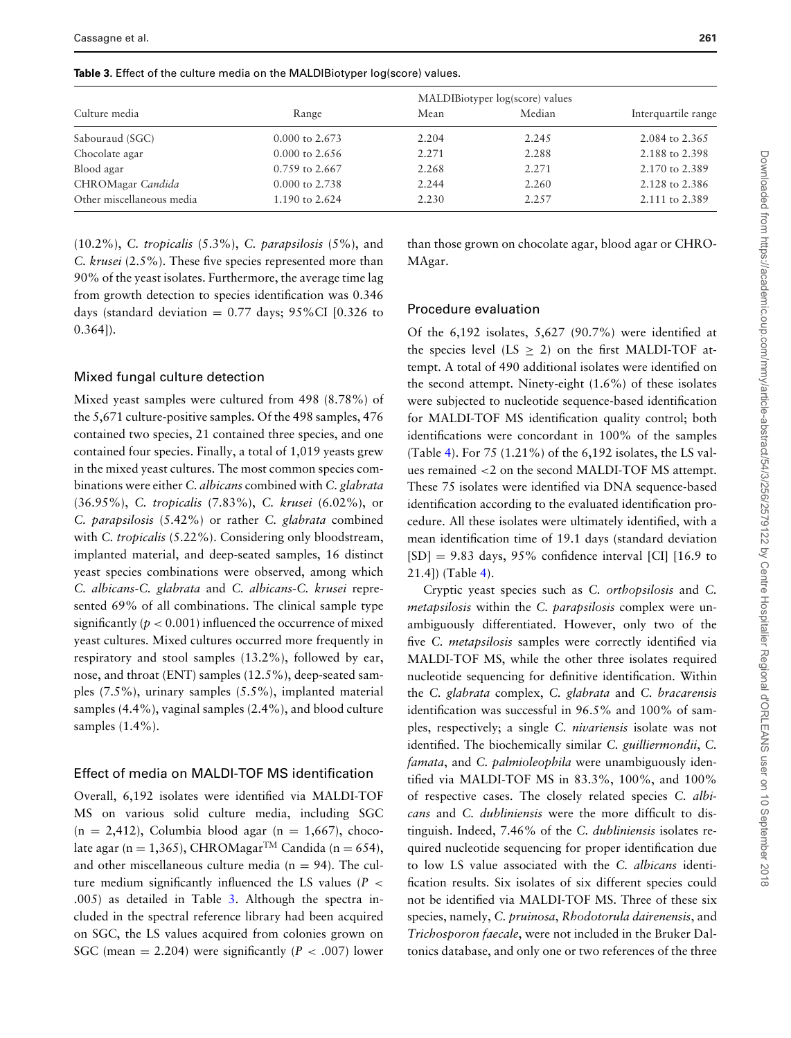**Table 3.** Effect of the culture media on the MALDIBiotyper log(score) values.

| Culture media | MALDIBiotyper log(score) values | | | |
|---|---|---|---|---|
| | Range | Mean | Median | Interquartile range |
| Sabouraud (SGC) | 0.000 to 2.673 | 2.204 | 2.245 | 2.084 to 2.365 |
| Chocolate agar | 0.000 to 2.656 | 2.271 | 2.288 | 2.188 to 2.398 |
| Blood agar | 0.759 to 2.667 | 2.268 | 2.271 | 2.170 to 2.389 |
| CHROMagar *Candida* | 0.000 to 2.738 | 2.244 | 2.260 | 2.128 to 2.386 |
| Other miscellaneous media | 1.190 to 2.624 | 2.230 | 2.257 | 2.111 to 2.389 |

(10.2%), *C. tropicalis* (5.3%), *C. parapsilosis* (5%), and *C. krusei* (2.5%). These five species represented more than 90% of the yeast isolates. Furthermore, the average time lag from growth detection to species identification was 0.346 days (standard deviation = 0.77 days; 95%CI [0.326 to 0.364]).

### Mixed fungal culture detection

Mixed yeast samples were cultured from 498 (8.78%) of the 5,671 culture-positive samples. Of the 498 samples, 476 contained two species, 21 contained three species, and one contained four species. Finally, a total of 1,019 yeasts grew in the mixed yeast cultures. The most common species combinations were either *C. albicans* combined with *C. glabrata* (36.95%), *C. tropicalis* (7.83%), *C. krusei* (6.02%), or *C. parapsilosis* (5.42%) or rather *C. glabrata* combined with *C. tropicalis* (5.22%). Considering only bloodstream, implanted material, and deep-seated samples, 16 distinct yeast species combinations were observed, among which *C. albicans*-*C. glabrata* and *C. albicans*-*C. krusei* represented 69% of all combinations. The clinical sample type significantly ($p < 0.001$) influenced the occurrence of mixed yeast cultures. Mixed cultures occurred more frequently in respiratory and stool samples (13.2%), followed by ear, nose, and throat (ENT) samples (12.5%), deep-seated samples (7.5%), urinary samples (5.5%), implanted material samples (4.4%), vaginal samples (2.4%), and blood culture samples (1.4%).

### Effect of media on MALDI-TOF MS identification

Overall, 6,192 isolates were identified via MALDI-TOF MS on various solid culture media, including SGC (n = 2,412), Columbia blood agar (n = 1,667), chocolate agar (n = 1,365), CHROMagar™ Candida (n = 654), and other miscellaneous culture media (n = 94). The culture medium significantly influenced the LS values ($P < .005$) as detailed in Table 3. Although the spectra included in the spectral reference library had been acquired on SGC, the LS values acquired from colonies grown on SGC (mean = 2.204) were significantly ($P < .007$) lower than those grown on chocolate agar, blood agar or CHROMAgar.

### Procedure evaluation

Of the 6,192 isolates, 5,627 (90.7%) were identified at the species level (LS $\geq$ 2) on the first MALDI-TOF attempt. A total of 490 additional isolates were identified on the second attempt. Ninety-eight (1.6%) of these isolates were subjected to nucleotide sequence-based identification for MALDI-TOF MS identification quality control; both identifications were concordant in 100% of the samples (Table 4). For 75 (1.21%) of the 6,192 isolates, the LS values remained <2 on the second MALDI-TOF MS attempt. These 75 isolates were identified via DNA sequence-based identification according to the evaluated identification procedure. All these isolates were ultimately identified, with a mean identification time of 19.1 days (standard deviation [SD] = 9.83 days, 95% confidence interval [CI] [16.9 to 21.4]) (Table 4).

Cryptic yeast species such as *C. orthopsilosis* and *C. metapsilosis* within the *C. parapsilosis* complex were unambiguously differentiated. However, only two of the five *C. metapsilosis* samples were correctly identified via MALDI-TOF MS, while the other three isolates required nucleotide sequencing for definitive identification. Within the *C. glabrata* complex, *C. glabrata* and *C. bracarensis* identification was successful in 96.5% and 100% of samples, respectively; a single *C. nivariensis* isolate was not identified. The biochemically similar *C. guilliermondii*, *C. famata*, and *C. palmioleophila* were unambiguously identified via MALDI-TOF MS in 83.3%, 100%, and 100% of respective cases. The closely related species *C. albicans* and *C. dubliniensis* were the more difficult to distinguish. Indeed, 7.46% of the *C. dubliniensis* isolates required nucleotide sequencing for proper identification due to low LS value associated with the *C. albicans* identification results. Six isolates of six different species could not be identified via MALDI-TOF MS. Three of these six species, namely, *C. pruinosa*, *Rhodotorula dairenensis*, and *Trichosporon faecale*, were not included in the Bruker Daltonics database, and only one or two references of the three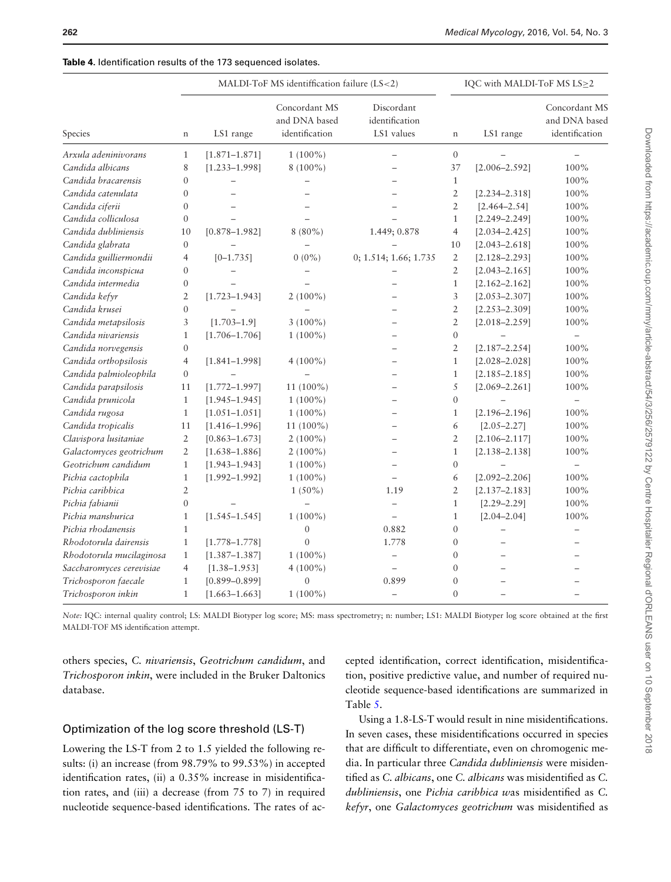**Table 4.** Identification results of the 173 sequenced isolates.

| Species | MALDI-ToF MS identiffication failure (LS<2) | | | | IQC with MALDI-ToF MS LS≥2 | | |
|---|---|---|---|---|---|---|---|
| | n | LS1 range | Concordant MS and DNA based identification | Discordant identification LS1 values | n | LS1 range | Concordant MS and DNA based identification |
| *Arxula adeninivorans* | 1 | [1.871–1.871] | 1 (100%) | – | 0 | – | – |
| *Candida albicans* | 8 | [1.233–1.998] | 8 (100%) | – | 37 | [2.006–2.592] | 100% |
| *Candida bracarensis* | 0 | – | – | – | 1 | | 100% |
| *Candida catenulata* | 0 | – | – | – | 2 | [2.234–2.318] | 100% |
| *Candida ciferii* | 0 | – | – | – | 2 | [2.464–2.54] | 100% |
| *Candida colliculosa* | 0 | – | – | – | 1 | [2.249–2.249] | 100% |
| *Candida dubliniensis* | 10 | [0.878–1.982] | 8 (80%) | 1.449; 0.878 | 4 | [2.034–2.425] | 100% |
| *Candida glabrata* | 0 | – | – | – | 10 | [2.043–2.618] | 100% |
| *Candida guilliermondii* | 4 | [0–1.735] | 0 (0%) | 0; 1.514; 1.66; 1.735 | 2 | [2.128–2.293] | 100% |
| *Candida inconspicua* | 0 | – | – | – | 2 | [2.043–2.165] | 100% |
| *Candida intermedia* | 0 | – | – | – | 1 | [2.162–2.162] | 100% |
| *Candida kefyr* | 2 | [1.723–1.943] | 2 (100%) | – | 3 | [2.053–2.307] | 100% |
| *Candida krusei* | 0 | – | – | – | 2 | [2.253–2.309] | 100% |
| *Candida metapsilosis* | 3 | [1.703–1.9] | 3 (100%) | – | 2 | [2.018–2.259] | 100% |
| *Candida nivariensis* | 1 | [1.706–1.706] | 1 (100%) | – | 0 | – | – |
| *Candida norvegensis* | 0 | | | – | 2 | [2.187–2.254] | 100% |
| *Candida orthopsilosis* | 4 | [1.841–1.998] | 4 (100%) | – | 1 | [2.028–2.028] | 100% |
| *Candida palmioleophila* | 0 | – | – | – | 1 | [2.185–2.185] | 100% |
| *Candida parapsilosis* | 11 | [1.772–1.997] | 11 (100%) | – | 5 | [2.069–2.261] | 100% |
| *Candida prunicola* | 1 | [1.945–1.945] | 1 (100%) | – | 0 | – | – |
| *Candida rugosa* | 1 | [1.051–1.051] | 1 (100%) | – | 1 | [2.196–2.196] | 100% |
| *Candida tropicalis* | 11 | [1.416–1.996] | 11 (100%) | – | 6 | [2.05–2.27] | 100% |
| *Clavispora lusitaniae* | 2 | [0.863–1.673] | 2 (100%) | – | 2 | [2.106–2.117] | 100% |
| *Galactomyces geotrichum* | 2 | [1.638–1.886] | 2 (100%) | – | 1 | [2.138–2.138] | 100% |
| *Geotrichum candidum* | 1 | [1.943–1.943] | 1 (100%) | – | 0 | – | – |
| *Pichia cactophila* | 1 | [1.992–1.992] | 1 (100%) | – | 6 | [2.092–2.206] | 100% |
| *Pichia caribbica* | 2 | | 1 (50%) | 1.19 | 2 | [2.137–2.183] | 100% |
| *Pichia fabianii* | 0 | – | – | – | 1 | [2.29–2.29] | 100% |
| *Pichia manshurica* | 1 | [1.545–1.545] | 1 (100%) | – | 1 | [2.04–2.04] | 100% |
| *Pichia rhodanensis* | 1 | | 0 | 0.882 | 0 | – | – |
| *Rhodotorula dairensis* | 1 | [1.778–1.778] | 0 | 1.778 | 0 | – | – |
| *Rhodotorula mucilaginosa* | 1 | [1.387–1.387] | 1 (100%) | – | 0 | – | – |
| *Saccharomyces cerevisiae* | 4 | [1.38–1.953] | 4 (100%) | – | 0 | – | – |
| *Trichosporon faecale* | 1 | [0.899–0.899] | 0 | 0.899 | 0 | – | – |
| *Trichosporon inkin* | 1 | [1.663–1.663] | 1 (100%) | – | 0 | – | – |

*Note:* IQC: internal quality control; LS: MALDI Biotyper log score; MS: mass spectrometry; n: number; LS1: MALDI Biotyper log score obtained at the first MALDI-TOF MS identification attempt.

others species, *C. nivariensis*, *Geotrichum candidum*, and *Trichosporon inkin*, were included in the Bruker Daltonics database.

## Optimization of the log score threshold (LS-T)

Lowering the LS-T from 2 to 1.5 yielded the following results: (i) an increase (from 98.79% to 99.53%) in accepted identification rates, (ii) a 0.35% increase in misidentification rates, and (iii) a decrease (from 75 to 7) in required nucleotide sequence-based identifications. The rates of accepted identification, correct identification, misidentification, positive predictive value, and number of required nucleotide sequence-based identifications are summarized in Table 5.

Using a 1.8-LS-T would result in nine misidentifications. In seven cases, these misidentifications occurred in species that are difficult to differentiate, even on chromogenic media. In particular three *Candida dubliniensis* were misidentified as *C. albicans*, one *C. albicans* was misidentified as *C. dubliniensis*, one *Pichia caribbica* was misidentified as *C. kefyr*, one *Galactomyces geotrichum* was misidentified as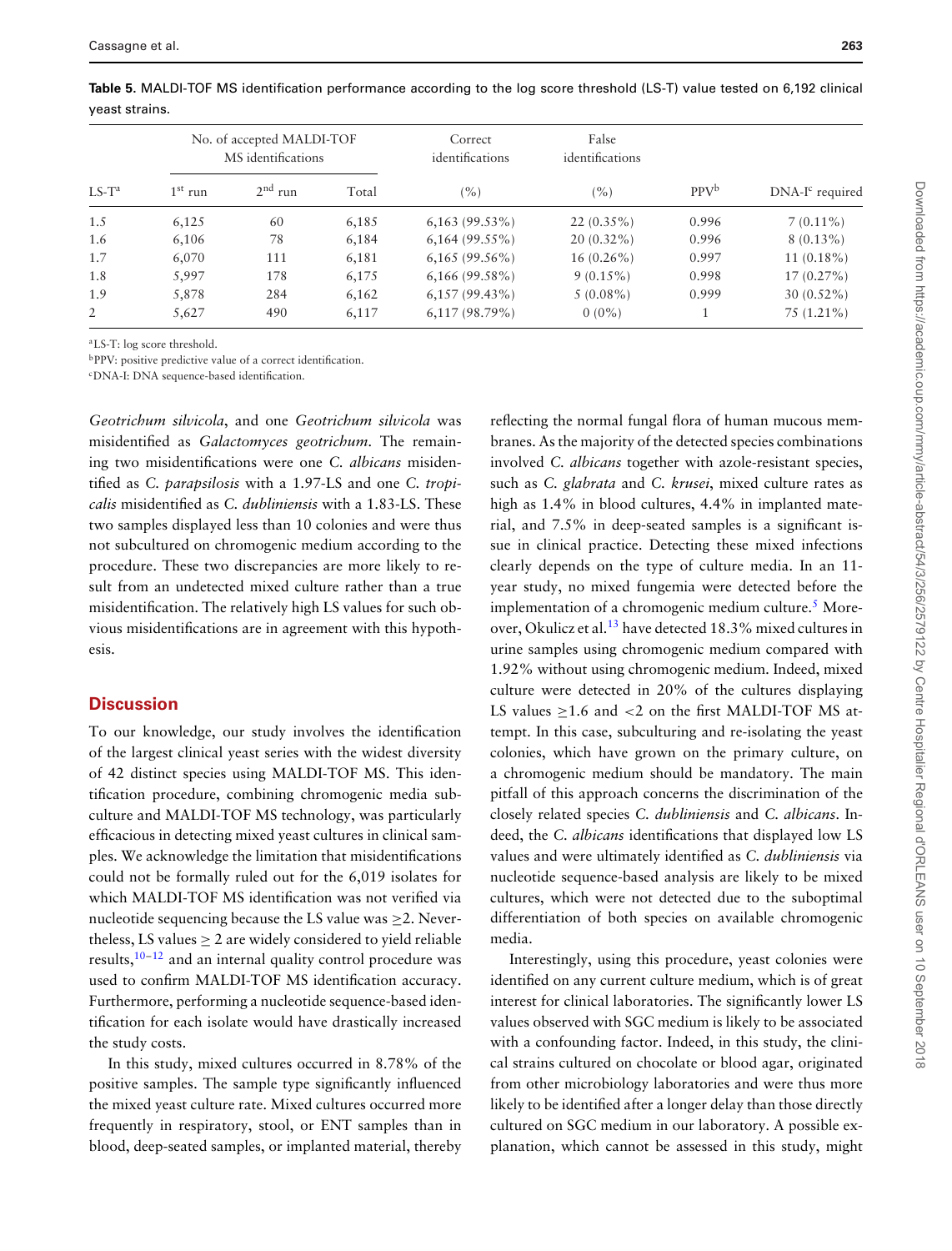**Table 5.** MALDI-TOF MS identification performance according to the log score threshold (LS-T) value tested on 6,192 clinical yeast strains.

| LS-T[a] | No. of accepted MALDI-TOF MS identifications | | | Correct identifications | False identifications | PPV[b] | DNA-I[c] required |
|---|---|---|---|---|---|---|---|
| | 1[st] run | 2[nd] run | Total | (%) | (%) | | |
| 1.5 | 6,125 | 60 | 6,185 | 6,163 (99.53%) | 22 (0.35%) | 0.996 | 7 (0.11%) |
| 1.6 | 6,106 | 78 | 6,184 | 6,164 (99.55%) | 20 (0.32%) | 0.996 | 8 (0.13%) |
| 1.7 | 6,070 | 111 | 6,181 | 6,165 (99.56%) | 16 (0.26%) | 0.997 | 11 (0.18%) |
| 1.8 | 5,997 | 178 | 6,175 | 6,166 (99.58%) | 9 (0.15%) | 0.998 | 17 (0.27%) |
| 1.9 | 5,878 | 284 | 6,162 | 6,157 (99.43%) | 5 (0.08%) | 0.999 | 30 (0.52%) |
| 2 | 5,627 | 490 | 6,117 | 6,117 (98.79%) | 0 (0%) | 1 | 75 (1.21%) |

[a]LS-T: log score threshold.
[b]PPV: positive predictive value of a correct identification.
[c]DNA-I: DNA sequence-based identification.

*Geotrichum silvicola*, and one *Geotrichum silvicola* was misidentified as *Galactomyces geotrichum*. The remaining two misidentifications were one *C. albicans* misidentified as *C. parapsilosis* with a 1.97-LS and one *C. tropicalis* misidentified as *C. dubliniensis* with a 1.83-LS. These two samples displayed less than 10 colonies and were thus not subcultured on chromogenic medium according to the procedure. These two discrepancies are more likely to result from an undetected mixed culture rather than a true misidentification. The relatively high LS values for such obvious misidentifications are in agreement with this hypothesis.

## Discussion

To our knowledge, our study involves the identification of the largest clinical yeast series with the widest diversity of 42 distinct species using MALDI-TOF MS. This identification procedure, combining chromogenic media subculture and MALDI-TOF MS technology, was particularly efficacious in detecting mixed yeast cultures in clinical samples. We acknowledge the limitation that misidentifications could not be formally ruled out for the 6,019 isolates for which MALDI-TOF MS identification was not verified via nucleotide sequencing because the LS value was ≥2. Nevertheless, LS values ≥ 2 are widely considered to yield reliable results,[10–12] and an internal quality control procedure was used to confirm MALDI-TOF MS identification accuracy. Furthermore, performing a nucleotide sequence-based identification for each isolate would have drastically increased the study costs.

In this study, mixed cultures occurred in 8.78% of the positive samples. The sample type significantly influenced the mixed yeast culture rate. Mixed cultures occurred more frequently in respiratory, stool, or ENT samples than in blood, deep-seated samples, or implanted material, thereby reflecting the normal fungal flora of human mucous membranes. As the majority of the detected species combinations involved *C. albicans* together with azole-resistant species, such as *C. glabrata* and *C. krusei*, mixed culture rates as high as 1.4% in blood cultures, 4.4% in implanted material, and 7.5% in deep-seated samples is a significant issue in clinical practice. Detecting these mixed infections clearly depends on the type of culture media. In an 11-year study, no mixed fungemia were detected before the implementation of a chromogenic medium culture.[5] Moreover, Okulicz et al.[13] have detected 18.3% mixed cultures in urine samples using chromogenic medium compared with 1.92% without using chromogenic medium. Indeed, mixed culture were detected in 20% of the cultures displaying LS values ≥1.6 and <2 on the first MALDI-TOF MS attempt. In this case, subculturing and re-isolating the yeast colonies, which have grown on the primary culture, on a chromogenic medium should be mandatory. The main pitfall of this approach concerns the discrimination of the closely related species *C. dubliniensis* and *C. albicans*. Indeed, the *C. albicans* identifications that displayed low LS values and were ultimately identified as *C. dubliniensis* via nucleotide sequence-based analysis are likely to be mixed cultures, which were not detected due to the suboptimal differentiation of both species on available chromogenic media.

Interestingly, using this procedure, yeast colonies were identified on any current culture medium, which is of great interest for clinical laboratories. The significantly lower LS values observed with SGC medium is likely to be associated with a confounding factor. Indeed, in this study, the clinical strains cultured on chocolate or blood agar, originated from other microbiology laboratories and were thus more likely to be identified after a longer delay than those directly cultured on SGC medium in our laboratory. A possible explanation, which cannot be assessed in this study, might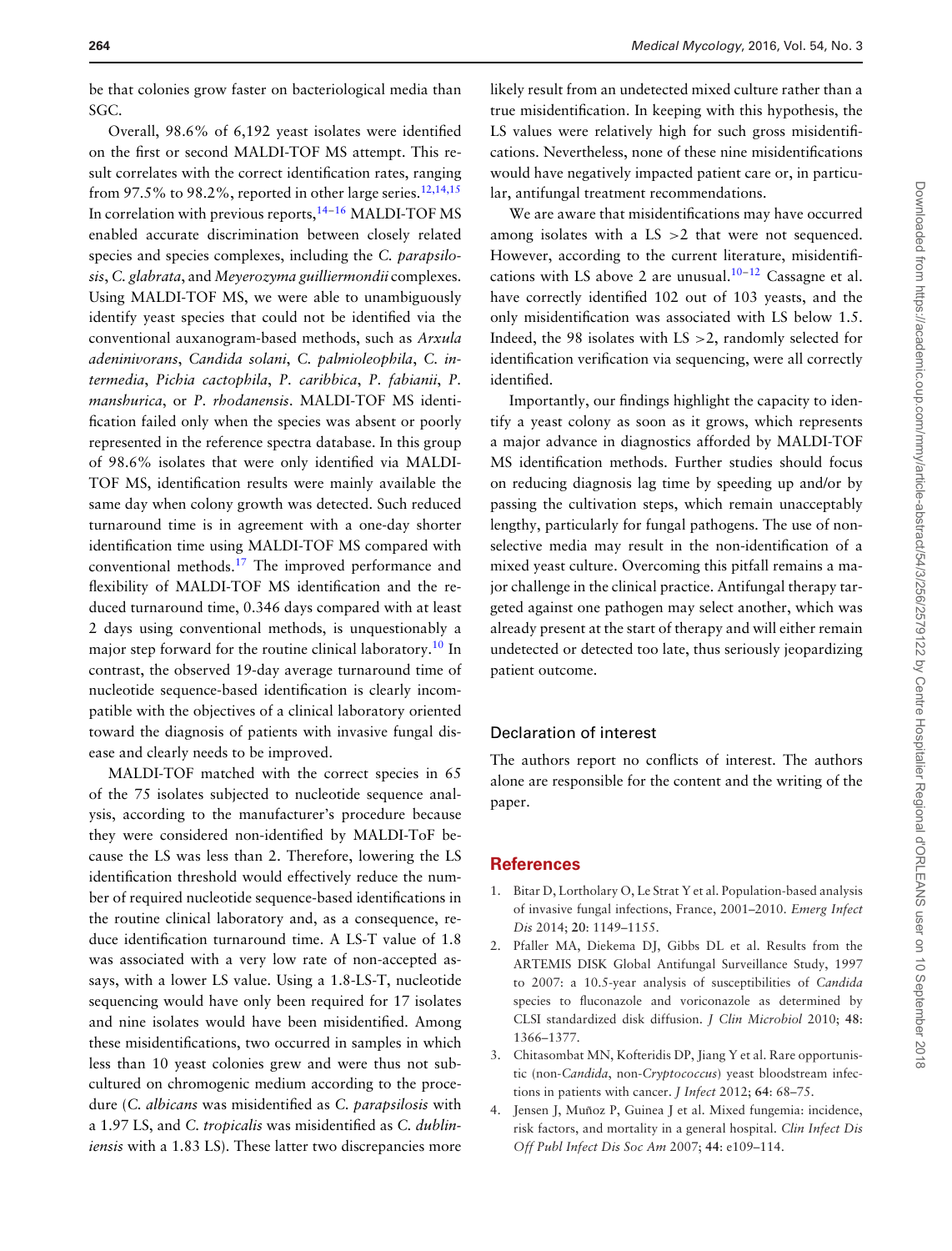be that colonies grow faster on bacteriological media than SGC.

Overall, 98.6% of 6,192 yeast isolates were identified on the first or second MALDI-TOF MS attempt. This result correlates with the correct identification rates, ranging from 97.5% to 98.2%, reported in other large series.[12,14,15] In correlation with previous reports,[14–16] MALDI-TOF MS enabled accurate discrimination between closely related species and species complexes, including the *C. parapsilosis*, *C. glabrata*, and *Meyerozyma guilliermondii* complexes. Using MALDI-TOF MS, we were able to unambiguously identify yeast species that could not be identified via the conventional auxanogram-based methods, such as *Arxula adeninivorans*, *Candida solani*, *C. palmioleophila*, *C. intermedia*, *Pichia cactophila*, *P. caribbica*, *P. fabianii*, *P. manshurica*, or *P. rhodanensis*. MALDI-TOF MS identification failed only when the species was absent or poorly represented in the reference spectra database. In this group of 98.6% isolates that were only identified via MALDI-TOF MS, identification results were mainly available the same day when colony growth was detected. Such reduced turnaround time is in agreement with a one-day shorter identification time using MALDI-TOF MS compared with conventional methods.[17] The improved performance and flexibility of MALDI-TOF MS identification and the reduced turnaround time, 0.346 days compared with at least 2 days using conventional methods, is unquestionably a major step forward for the routine clinical laboratory.[10] In contrast, the observed 19-day average turnaround time of nucleotide sequence-based identification is clearly incompatible with the objectives of a clinical laboratory oriented toward the diagnosis of patients with invasive fungal disease and clearly needs to be improved.

MALDI-TOF matched with the correct species in 65 of the 75 isolates subjected to nucleotide sequence analysis, according to the manufacturer's procedure because they were considered non-identified by MALDI-ToF because the LS was less than 2. Therefore, lowering the LS identification threshold would effectively reduce the number of required nucleotide sequence-based identifications in the routine clinical laboratory and, as a consequence, reduce identification turnaround time. A LS-T value of 1.8 was associated with a very low rate of non-accepted assays, with a lower LS value. Using a 1.8-LS-T, nucleotide sequencing would have only been required for 17 isolates and nine isolates would have been misidentified. Among these misidentifications, two occurred in samples in which less than 10 yeast colonies grew and were thus not subcultured on chromogenic medium according to the procedure (*C. albicans* was misidentified as *C. parapsilosis* with a 1.97 LS, and *C. tropicalis* was misidentified as *C. dubliniensis* with a 1.83 LS). These latter two discrepancies more likely result from an undetected mixed culture rather than a true misidentification. In keeping with this hypothesis, the LS values were relatively high for such gross misidentifications. Nevertheless, none of these nine misidentifications would have negatively impacted patient care or, in particular, antifungal treatment recommendations.

We are aware that misidentifications may have occurred among isolates with a LS >2 that were not sequenced. However, according to the current literature, misidentifications with LS above 2 are unusual.[10–12] Cassagne et al. have correctly identified 102 out of 103 yeasts, and the only misidentification was associated with LS below 1.5. Indeed, the 98 isolates with LS >2, randomly selected for identification verification via sequencing, were all correctly identified.

Importantly, our findings highlight the capacity to identify a yeast colony as soon as it grows, which represents a major advance in diagnostics afforded by MALDI-TOF MS identification methods. Further studies should focus on reducing diagnosis lag time by speeding up and/or by passing the cultivation steps, which remain unacceptably lengthy, particularly for fungal pathogens. The use of non-selective media may result in the non-identification of a mixed yeast culture. Overcoming this pitfall remains a major challenge in the clinical practice. Antifungal therapy targeted against one pathogen may select another, which was already present at the start of therapy and will either remain undetected or detected too late, thus seriously jeopardizing patient outcome.

## Declaration of interest

The authors report no conflicts of interest. The authors alone are responsible for the content and the writing of the paper.

## References

1. Bitar D, Lortholary O, Le Strat Y et al. Population-based analysis of invasive fungal infections, France, 2001–2010. *Emerg Infect Dis* 2014; **20**: 1149–1155.
2. Pfaller MA, Diekema DJ, Gibbs DL et al. Results from the ARTEMIS DISK Global Antifungal Surveillance Study, 1997 to 2007: a 10.5-year analysis of susceptibilities of *Candida* species to fluconazole and voriconazole as determined by CLSI standardized disk diffusion. *J Clin Microbiol* 2010; **48**: 1366–1377.
3. Chitasombat MN, Kofteridis DP, Jiang Y et al. Rare opportunistic (non-*Candida*, non-*Cryptococcus*) yeast bloodstream infections in patients with cancer. *J Infect* 2012; **64**: 68–75.
4. Jensen J, Muñoz P, Guinea J et al. Mixed fungemia: incidence, risk factors, and mortality in a general hospital. *Clin Infect Dis Off Publ Infect Dis Soc Am* 2007; **44**: e109–114.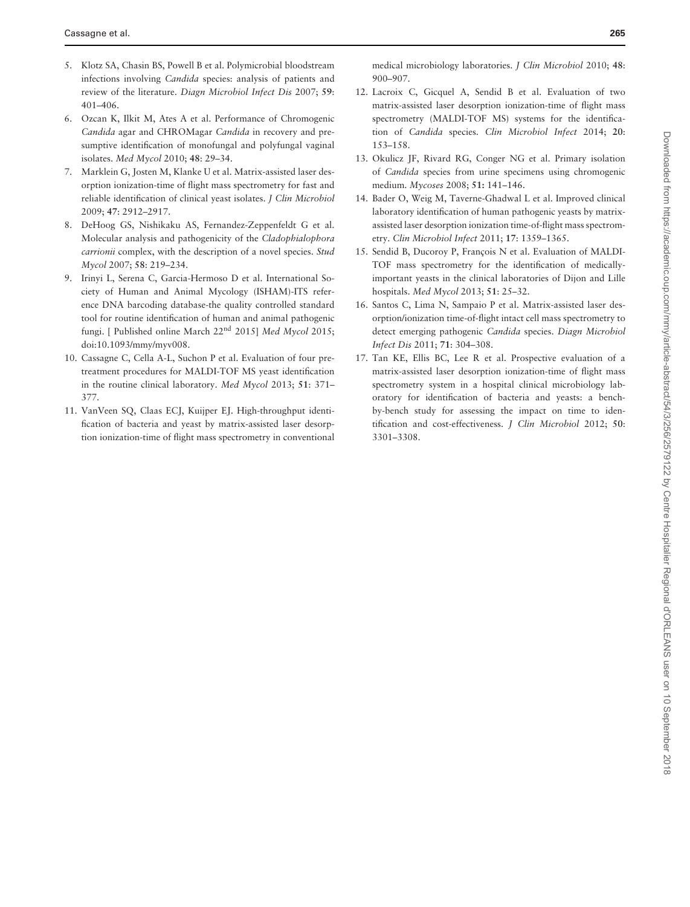5. Klotz SA, Chasin BS, Powell B et al. Polymicrobial bloodstream infections involving *Candida* species: analysis of patients and review of the literature. *Diagn Microbiol Infect Dis* 2007; **59**: 401–406.
6. Ozcan K, Ilkit M, Ates A et al. Performance of Chromogenic *Candida* agar and CHROMagar *Candida* in recovery and presumptive identification of monofungal and polyfungal vaginal isolates. *Med Mycol* 2010; **48**: 29–34.
7. Marklein G, Josten M, Klanke U et al. Matrix-assisted laser desorption ionization-time of flight mass spectrometry for fast and reliable identification of clinical yeast isolates. *J Clin Microbiol* 2009; **47**: 2912–2917.
8. DeHoog GS, Nishikaku AS, Fernandez-Zeppenfeldt G et al. Molecular analysis and pathogenicity of the *Cladophialophora carrionii* complex, with the description of a novel species. *Stud Mycol* 2007; **58**: 219–234.
9. Irinyi L, Serena C, Garcia-Hermoso D et al. International Society of Human and Animal Mycology (ISHAM)-ITS reference DNA barcoding database-the quality controlled standard tool for routine identification of human and animal pathogenic fungi. [ Published online March 22nd 2015] *Med Mycol* 2015; doi:10.1093/mmy/myv008.
10. Cassagne C, Cella A-L, Suchon P et al. Evaluation of four pretreatment procedures for MALDI-TOF MS yeast identification in the routine clinical laboratory. *Med Mycol* 2013; **51**: 371–377.
11. VanVeen SQ, Claas ECJ, Kuijper EJ. High-throughput identification of bacteria and yeast by matrix-assisted laser desorption ionization-time of flight mass spectrometry in conventional medical microbiology laboratories. *J Clin Microbiol* 2010; **48**: 900–907.
12. Lacroix C, Gicquel A, Sendid B et al. Evaluation of two matrix-assisted laser desorption ionization-time of flight mass spectrometry (MALDI-TOF MS) systems for the identification of *Candida* species. *Clin Microbiol Infect* 2014; **20**: 153–158.
13. Okulicz JF, Rivard RG, Conger NG et al. Primary isolation of *Candida* species from urine specimens using chromogenic medium. *Mycoses* 2008; **51:** 141–146.
14. Bader O, Weig M, Taverne-Ghadwal L et al. Improved clinical laboratory identification of human pathogenic yeasts by matrix-assisted laser desorption ionization time-of-flight mass spectrometry. *Clin Microbiol Infect* 2011; **17**: 1359–1365.
15. Sendid B, Ducoroy P, François N et al. Evaluation of MALDI-TOF mass spectrometry for the identification of medically-important yeasts in the clinical laboratories of Dijon and Lille hospitals. *Med Mycol* 2013; **51**: 25–32.
16. Santos C, Lima N, Sampaio P et al. Matrix-assisted laser desorption/ionization time-of-flight intact cell mass spectrometry to detect emerging pathogenic *Candida* species. *Diagn Microbiol Infect Dis* 2011; **71**: 304–308.
17. Tan KE, Ellis BC, Lee R et al. Prospective evaluation of a matrix-assisted laser desorption ionization-time of flight mass spectrometry system in a hospital clinical microbiology laboratory for identification of bacteria and yeasts: a bench-by-bench study for assessing the impact on time to identification and cost-effectiveness. *J Clin Microbiol* 2012; **50**: 3301–3308.